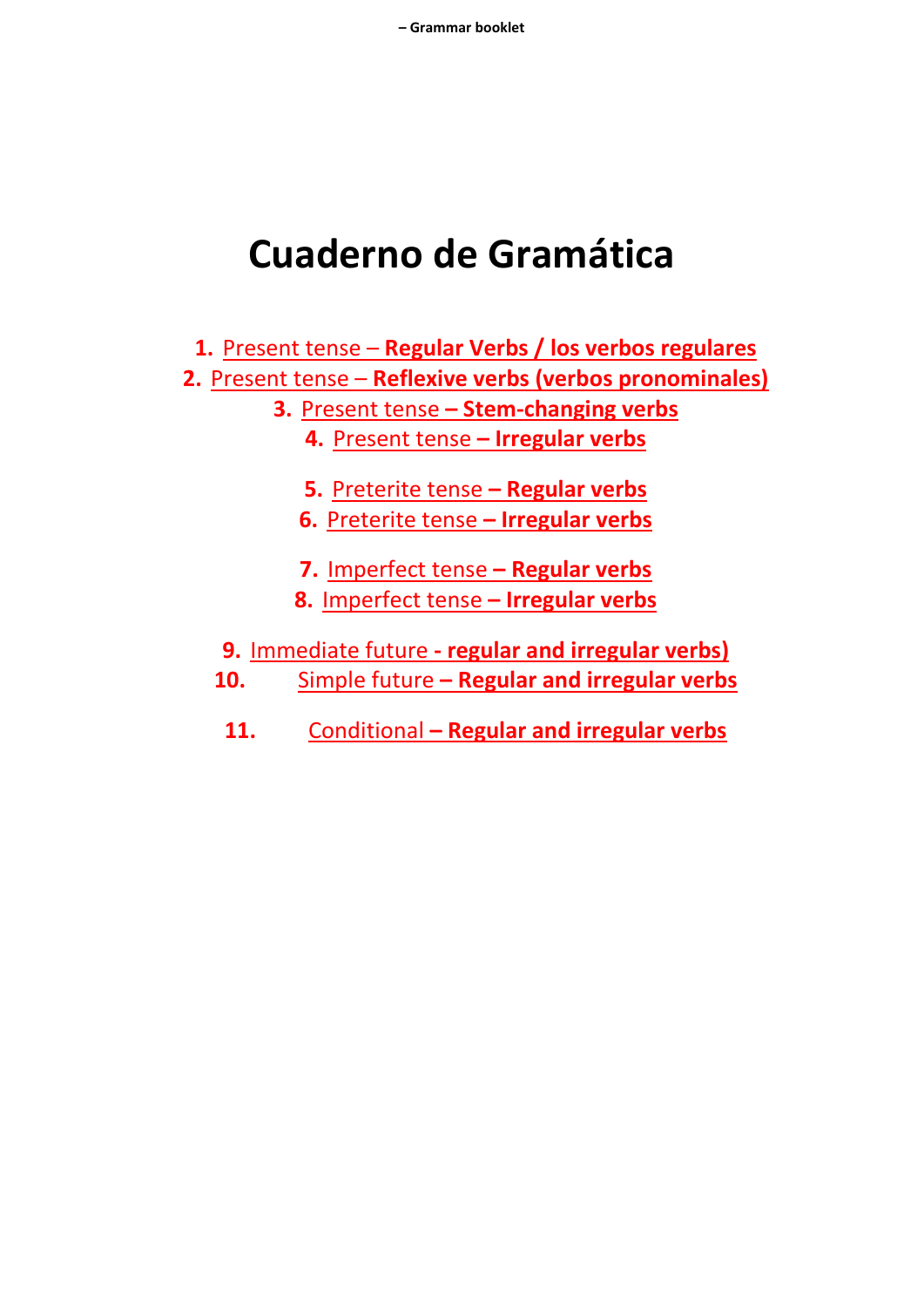# Cuaderno de Gramática

1. Present tense – **Regular Verbs / los verbos regulares**
2. Present tense – **Reflexive verbs (verbos pronominales)**
3. Present tense **– Stem-changing verbs**
4. Present tense **– Irregular verbs**
5. Preterite tense **– Regular verbs**
6. Preterite tense **– Irregular verbs**
7. Imperfect tense **– Regular verbs**
8. Imperfect tense **– Irregular verbs**
9. Immediate future **- regular and irregular verbs)**
10. Simple future **– Regular and irregular verbs**
11. Conditional **– Regular and irregular verbs**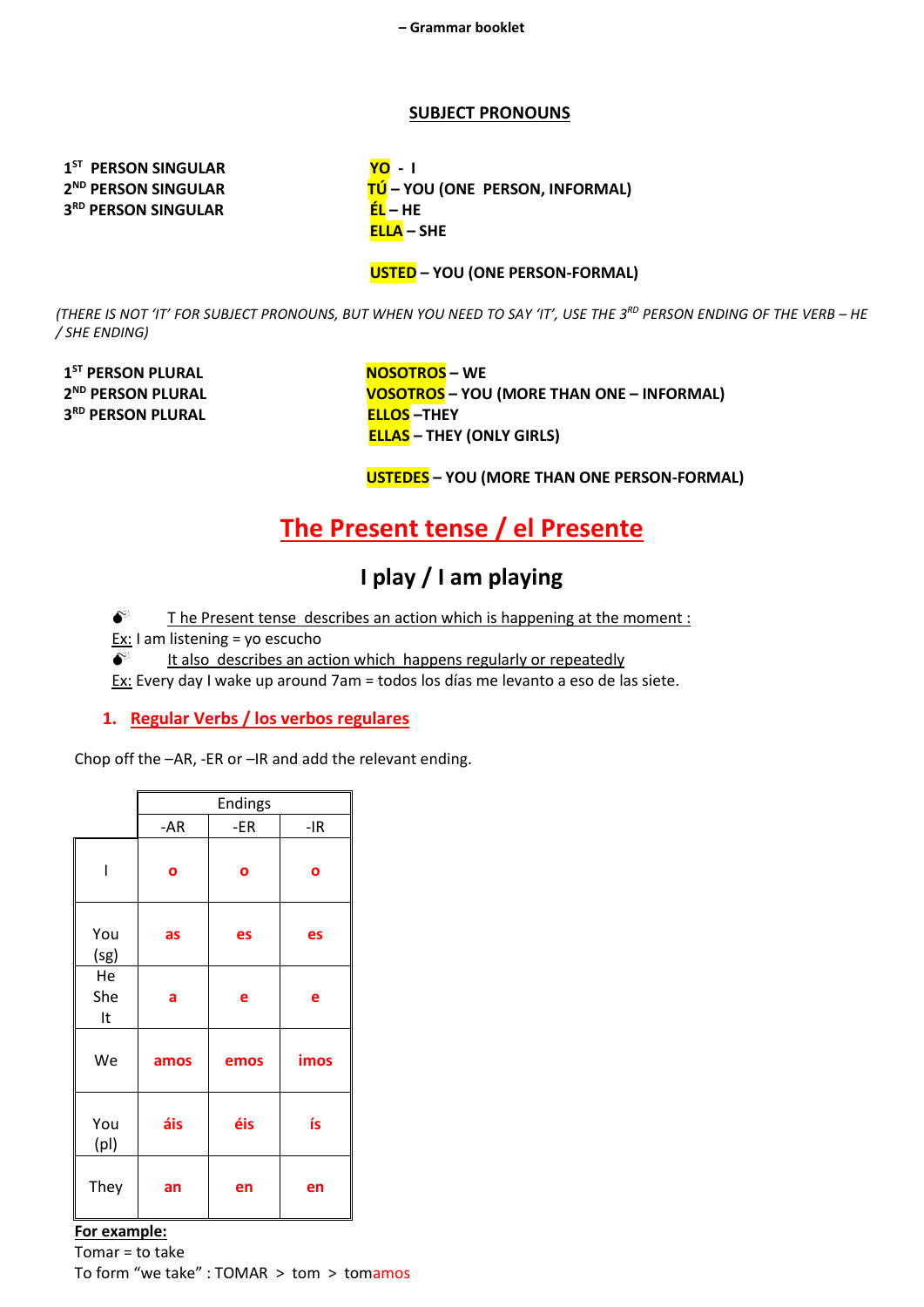– Grammar booklet

## SUBJECT PRONOUNS

| | |
|---|---|
| 1ST PERSON SINGULAR | **YO** - I |
| 2ND PERSON SINGULAR | **TÚ** – YOU (ONE PERSON, INFORMAL) |
| 3RD PERSON SINGULAR | **ÉL** – HE |
| | **ELLA** – SHE |
| | **USTED** – YOU (ONE PERSON-FORMAL) |

*(THERE IS NOT 'IT' FOR SUBJECT PRONOUNS, BUT WHEN YOU NEED TO SAY 'IT', USE THE 3RD PERSON ENDING OF THE VERB – HE / SHE ENDING)*

| | |
|---|---|
| 1ST PERSON PLURAL | **NOSOTROS** – WE |
| 2ND PERSON PLURAL | **VOSOTROS** – YOU (MORE THAN ONE – INFORMAL) |
| 3RD PERSON PLURAL | **ELLOS** –THEY |
| | **ELLAS** – THEY (ONLY GIRLS) |
| | **USTEDES** – YOU (MORE THAN ONE PERSON-FORMAL) |

# The Present tense / el Presente

## I play / I am playing

- The Present tense describes an action which is happening at the moment :

Ex: I am listening = yo escucho

- It also describes an action which happens regularly or repeatedly

Ex: Every day I wake up around 7am = todos los días me levanto a eso de las siete.

### 1. Regular Verbs / los verbos regulares

Chop off the –AR, -ER or –IR and add the relevant ending.

| | Endings | | |
|---|---|---|---|
| | -AR | -ER | -IR |
| I | o | o | o |
| You (sg) | as | es | es |
| He She It | a | e | e |
| We | amos | emos | imos |
| You (pl) | áis | éis | ís |
| They | an | en | en |

**For example:**

Tomar = to take

To form "we take" : TOMAR > tom > tomamos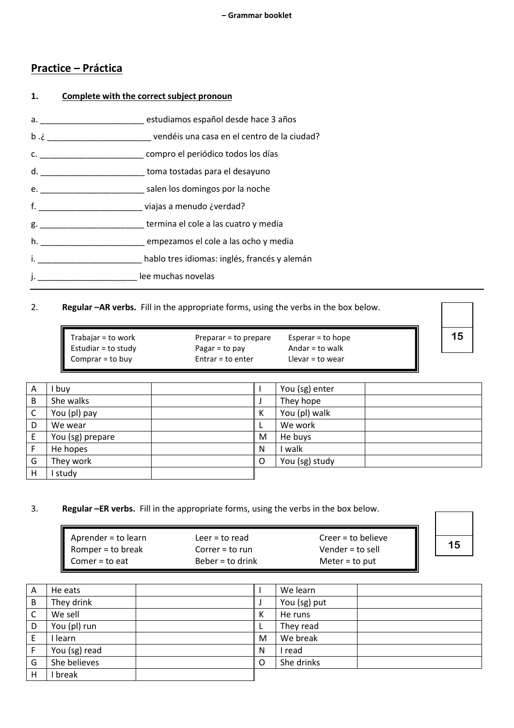## Practice – Práctica

**1. Complete with the correct subject pronoun**

a. ______________________ estudiamos español desde hace 3 años

b .¿ ______________________ vendéis una casa en el centro de la ciudad?

c. ______________________ compro el periódico todos los días

d. ______________________ toma tostadas para el desayuno

e. ______________________ salen los domingos por la noche

f. ______________________ viajas a menudo ¿verdad?

g. ______________________ termina el cole a las cuatro y media

h. ______________________ empezamos el cole a las ocho y media

i. ______________________ hablo tres idiomas: inglés, francés y alemán

j. _____________________ lee muchas novelas

---

2. **Regular –AR verbs.** Fill in the appropriate forms, using the verbs in the box below.

| | 15 |
|---|---|

| | | |
|---|---|---|
| Trabajar = to work | Preparar = to prepare | Esperar = to hope |
| Estudiar = to study | Pagar = to pay | Andar = to walk |
| Comprar = to buy | Entrar = to enter | Llevar = to wear |

| | | | | | |
|---|---|---|---|---|---|
| A | I buy | | I | You (sg) enter | |
| B | She walks | | J | They hope | |
| C | You (pl) pay | | K | You (pl) walk | |
| D | We wear | | L | We work | |
| E | You (sg) prepare | | M | He buys | |
| F | He hopes | | N | I walk | |
| G | They work | | O | You (sg) study | |
| H | I study | | | | |

3. **Regular –ER verbs.** Fill in the appropriate forms, using the verbs in the box below.

| | 15 |
|---|---|

| | | |
|---|---|---|
| Aprender = to learn | Leer = to read | Creer = to believe |
| Romper = to break | Correr = to run | Vender = to sell |
| Comer = to eat | Beber = to drink | Meter = to put |

| | | | | | |
|---|---|---|---|---|---|
| A | He eats | | I | We learn | |
| B | They drink | | J | You (sg) put | |
| C | We sell | | K | He runs | |
| D | You (pl) run | | L | They read | |
| E | I learn | | M | We break | |
| F | You (sg) read | | N | I read | |
| G | She believes | | O | She drinks | |
| H | I break | | | | |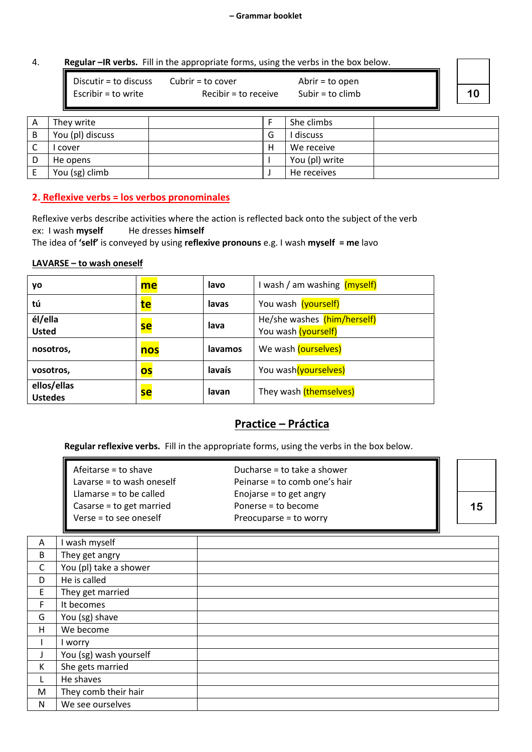4. **Regular –IR verbs.** Fill in the appropriate forms, using the verbs in the box below.

| | | |
|---|---|---|
| Discutir = to discuss | Cubrir = to cover | Abrir = to open |
| Escribir = to write | Recibir = to receive | Subir = to climb |

**10**

| | | | | | |
|---|---|---|---|---|---|
| A | They write | | F | She climbs | |
| B | You (pl) discuss | | G | I discuss | |
| C | I cover | | H | We receive | |
| D | He opens | | I | You (pl) write | |
| E | You (sg) climb | | J | He receives | |

## 2. Reflexive verbs = los verbos pronominales

Reflexive verbs describe activities where the action is reflected back onto the subject of the verb
ex: I wash **myself** He dresses **himself**
The idea of **'self'** is conveyed by using **reflexive pronouns** e.g. I wash **myself** = **me** lavo

**LAVARSE – to wash oneself**

| | | | |
|---|---|---|---|
| **yo** | **me** | **lavo** | I wash / am washing (myself) |
| **tú** | **te** | **lavas** | You wash (yourself) |
| **él/ella Usted** | **se** | **lava** | He/she washes (him/herself) You wash (yourself) |
| **nosotros,** | **nos** | **lavamos** | We wash (ourselves) |
| **vosotros,** | **os** | **lavaís** | You wash(yourselves) |
| **ellos/ellas Ustedes** | **se** | **lavan** | They wash (themselves) |

## Practice – Práctica

**Regular reflexive verbs.** Fill in the appropriate forms, using the verbs in the box below.

| | |
|---|---|
| Afeitarse = to shave | Ducharse = to take a shower |
| Lavarse = to wash oneself | Peinarse = to comb one's hair |
| Llamarse = to be called | Enojarse = to get angry |
| Casarse = to get married | Ponerse = to become |
| Verse = to see oneself | Preocuparse = to worry |

**15**

| | | |
|---|---|---|
| A | I wash myself | |
| B | They get angry | |
| C | You (pl) take a shower | |
| D | He is called | |
| E | They get married | |
| F | It becomes | |
| G | You (sg) shave | |
| H | We become | |
| I | I worry | |
| J | You (sg) wash yourself | |
| K | She gets married | |
| L | He shaves | |
| M | They comb their hair | |
| N | We see ourselves | |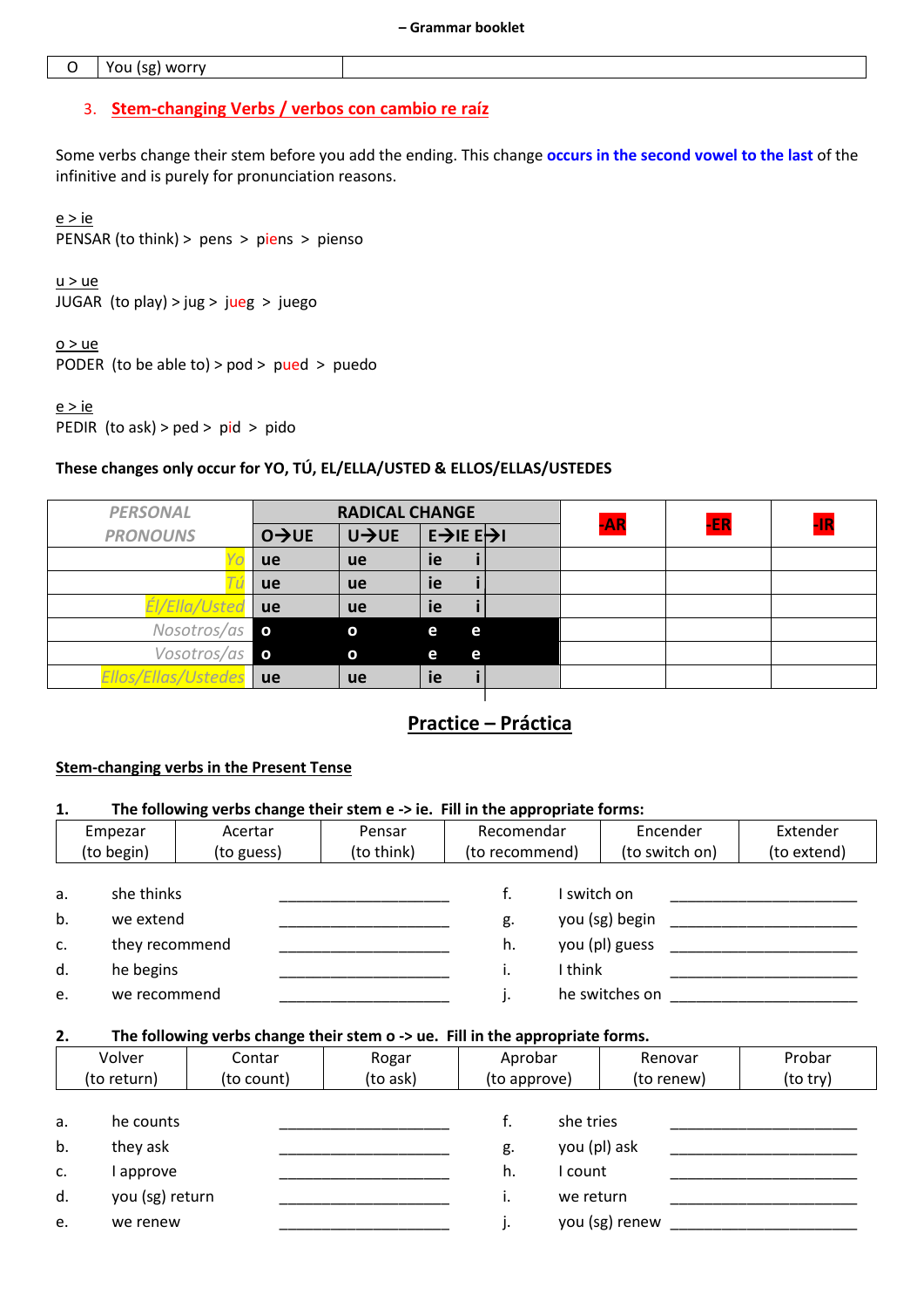| O | You (sg) worry | |
|---|---|---|

## 3. Stem-changing Verbs / verbos con cambio re raíz

Some verbs change their stem before you add the ending. This change **occurs in the second vowel to the last** of the infinitive and is purely for pronunciation reasons.

e > ie
PENSAR (to think) > pens > piens > pienso

u > ue
JUGAR (to play) > jug > jueg > juego

o > ue
PODER (to be able to) > pod > pued > puedo

e > ie
PEDIR (to ask) > ped > pid > pido

**These changes only occur for YO, TÚ, EL/ELLA/USTED & ELLOS/ELLAS/USTEDES**

| PERSONAL PRONOUNS | RADICAL CHANGE | | | | -AR | -ER | -IR |
|---|---|---|---|---|---|---|---|
| | O→UE | U→UE | E→IE | E→I | | | |
| *Yo* | ue | ue | ie | i | | | |
| *Tú* | ue | ue | ie | i | | | |
| *Él/Ella/Usted* | ue | ue | ie | i | | | |
| *Nosotros/as* | o | o | e | e | | | |
| *Vosotros/as* | o | o | e | e | | | |
| *Ellos/Ellas/Ustedes* | ue | ue | ie | i | | | |

## Practice – Práctica

**Stem-changing verbs in the Present Tense**

**1. The following verbs change their stem e -> ie. Fill in the appropriate forms:**

| Empezar (to begin) | Acertar (to guess) | Pensar (to think) | Recomendar (to recommend) | Encender (to switch on) | Extender (to extend) |
|---|---|---|---|---|---|

a. she thinks ____________________
b. we extend ____________________
c. they recommend ____________________
d. he begins ____________________
e. we recommend ____________________
f. I switch on ____________________
g. you (sg) begin ____________________
h. you (pl) guess ____________________
i. I think ____________________
j. he switches on ____________________

**2. The following verbs change their stem o -> ue. Fill in the appropriate forms.**

| Volver (to return) | Contar (to count) | Rogar (to ask) | Aprobar (to approve) | Renovar (to renew) | Probar (to try) |
|---|---|---|---|---|---|

a. he counts ____________________
b. they ask ____________________
c. I approve ____________________
d. you (sg) return ____________________
e. we renew ____________________
f. she tries ____________________
g. you (pl) ask ____________________
h. I count ____________________
i. we return ____________________
j. you (sg) renew ____________________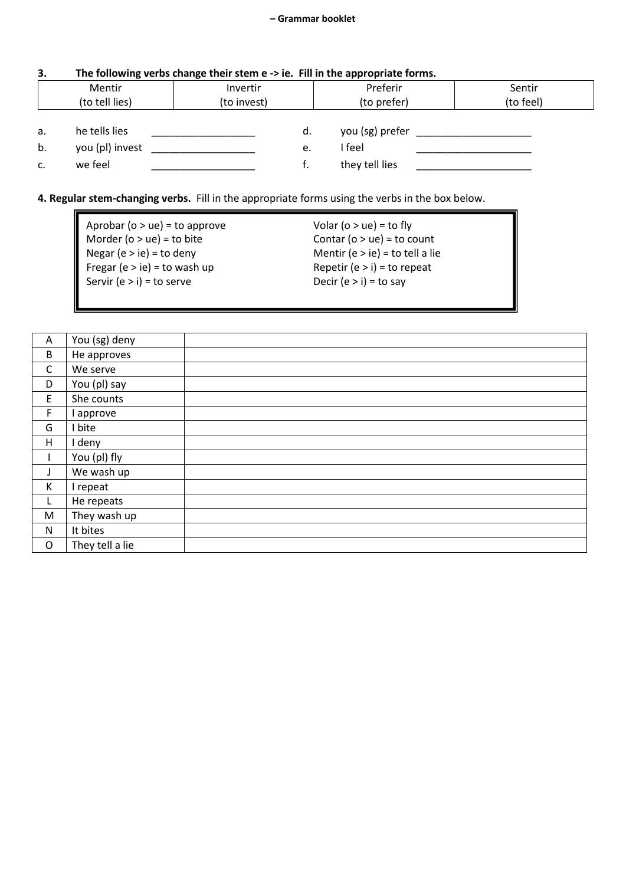**3. The following verbs change their stem e -> ie. Fill in the appropriate forms.**

| Mentir (to tell lies) | Invertir (to invest) | Preferir (to prefer) | Sentir (to feel) |
|---|---|---|---|

a. he tells lies __________________

b. you (pl) invest __________________

c. we feel __________________

d. you (sg) prefer ____________________

e. I feel ____________________

f. they tell lies ____________________

**4. Regular stem-changing verbs.** Fill in the appropriate forms using the verbs in the box below.

| | |
|---|---|
| Aprobar (o > ue) = to approve | Volar (o > ue) = to fly |
| Morder (o > ue) = to bite | Contar (o > ue) = to count |
| Negar (e > ie) = to deny | Mentir (e > ie) = to tell a lie |
| Fregar (e > ie) = to wash up | Repetir (e > i) = to repeat |
| Servir (e > i) = to serve | Decir (e > i) = to say |

| | | |
|---|---|---|
| A | You (sg) deny | |
| B | He approves | |
| C | We serve | |
| D | You (pl) say | |
| E | She counts | |
| F | I approve | |
| G | I bite | |
| H | I deny | |
| I | You (pl) fly | |
| J | We wash up | |
| K | I repeat | |
| L | He repeats | |
| M | They wash up | |
| N | It bites | |
| O | They tell a lie | |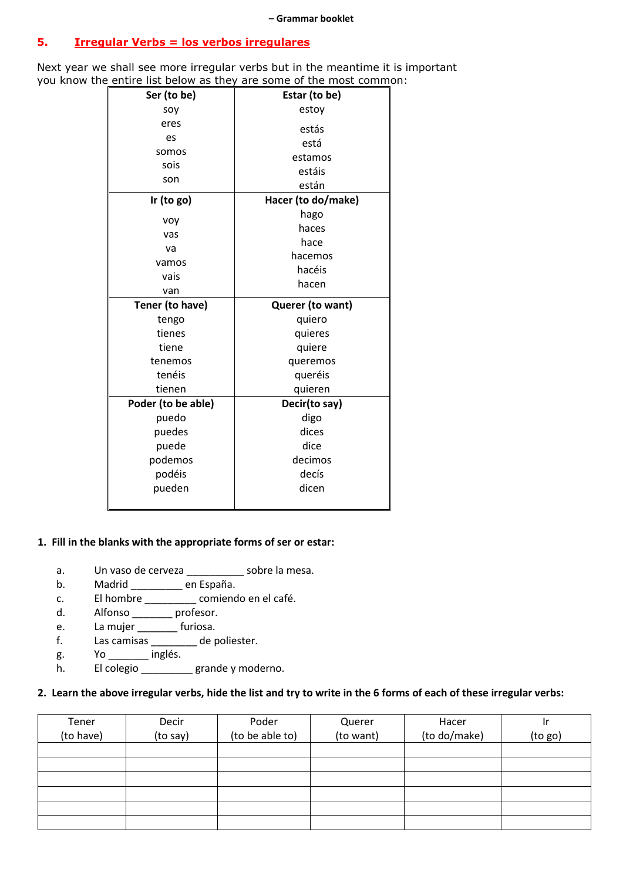## 5. Irregular Verbs = los verbos irregulares

Next year we shall see more irregular verbs but in the meantime it is important you know the entire list below as they are some of the most common:

| Ser (to be) | Estar (to be) |
|---|---|
| soy<br>eres<br>es<br>somos<br>sois<br>son | estoy<br>estás<br>está<br>estamos<br>estáis<br>están |
| **Ir (to go)** | **Hacer (to do/make)** |
| voy<br>vas<br>va<br>vamos<br>vais<br>van | hago<br>haces<br>hace<br>hacemos<br>hacéis<br>hacen |
| **Tener (to have)** | **Querer (to want)** |
| tengo<br>tienes<br>tiene<br>tenemos<br>tenéis<br>tienen | quiero<br>quieres<br>quiere<br>queremos<br>queréis<br>quieren |
| **Poder (to be able)** | **Decir(to say)** |
| puedo<br>puedes<br>puede<br>podemos<br>podéis<br>pueden | digo<br>dices<br>dice<br>decimos<br>decís<br>dicen |

**1. Fill in the blanks with the appropriate forms of ser or estar:**

a. Un vaso de cerveza __________ sobre la mesa.
b. Madrid _________ en España.
c. El hombre _________ comiendo en el café.
d. Alfonso _______ profesor.
e. La mujer _______ furiosa.
f. Las camisas ________ de poliester.
g. Yo _______ inglés.
h. El colegio _________ grande y moderno.

**2. Learn the above irregular verbs, hide the list and try to write in the 6 forms of each of these irregular verbs:**

| Tener (to have) | Decir (to say) | Poder (to be able to) | Querer (to want) | Hacer (to do/make) | Ir (to go) |
|---|---|---|---|---|---|
| | | | | | |
| | | | | | |
| | | | | | |
| | | | | | |
| | | | | | |
| | | | | | |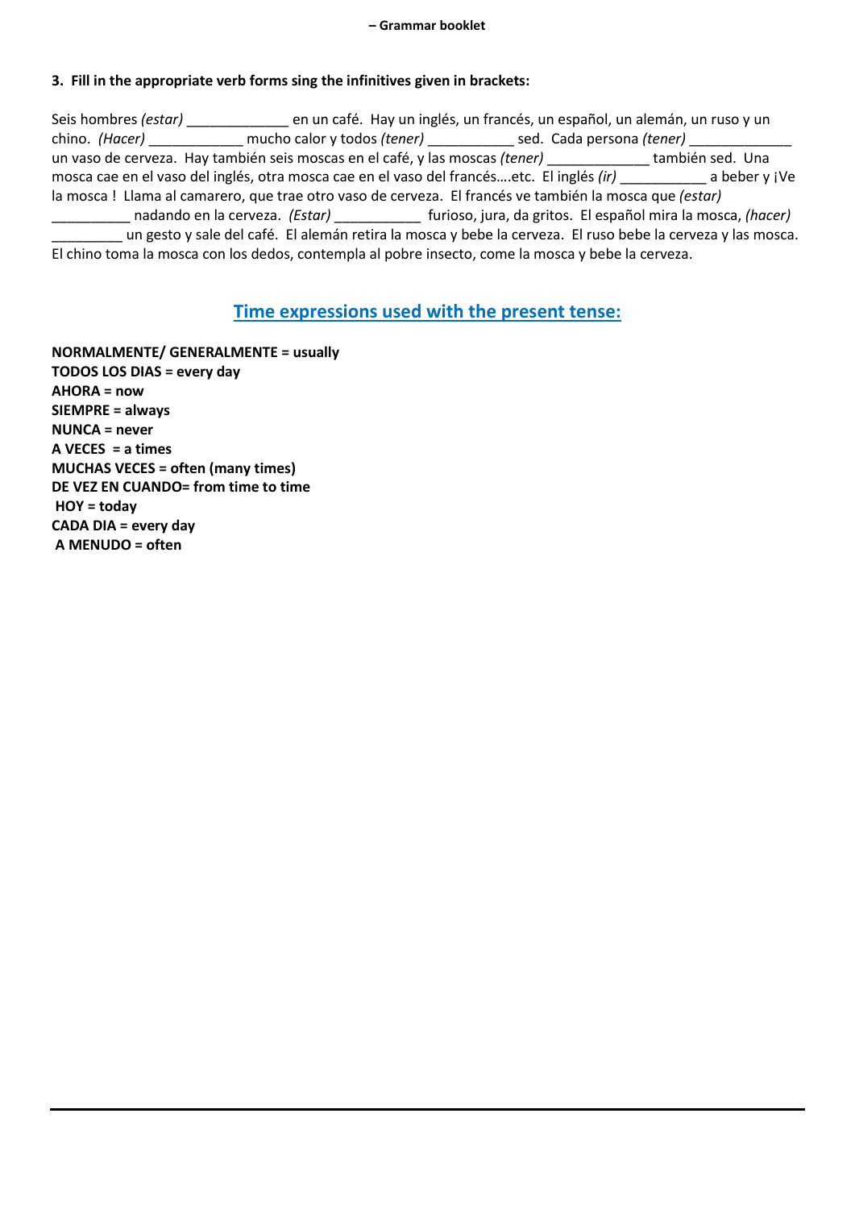**3. Fill in the appropriate verb forms sing the infinitives given in brackets:**

Seis hombres *(estar)* _____________ en un café. Hay un inglés, un francés, un español, un alemán, un ruso y un chino. *(Hacer)* ____________ mucho calor y todos *(tener)* ___________ sed. Cada persona *(tener)* _____________ un vaso de cerveza. Hay también seis moscas en el café, y las moscas *(tener)* _____________ también sed. Una mosca cae en el vaso del inglés, otra mosca cae en el vaso del francés….etc. El inglés *(ir)* ___________ a beber y ¡Ve la mosca ! Llama al camarero, que trae otro vaso de cerveza. El francés ve también la mosca que *(estar)* __________ nadando en la cerveza. *(Estar)* ___________ furioso, jura, da gritos. El español mira la mosca, *(hacer)* _________ un gesto y sale del café. El alemán retira la mosca y bebe la cerveza. El ruso bebe la cerveza y las mosca. El chino toma la mosca con los dedos, contempla al pobre insecto, come la mosca y bebe la cerveza.

## Time expressions used with the present tense:

**NORMALMENTE/ GENERALMENTE = usually**
**TODOS LOS DIAS = every day**
**AHORA = now**
**SIEMPRE = always**
**NUNCA = never**
**A VECES = a times**
**MUCHAS VECES = often (many times)**
**DE VEZ EN CUANDO= from time to time**
**HOY = today**
**CADA DIA = every day**
**A MENUDO = often**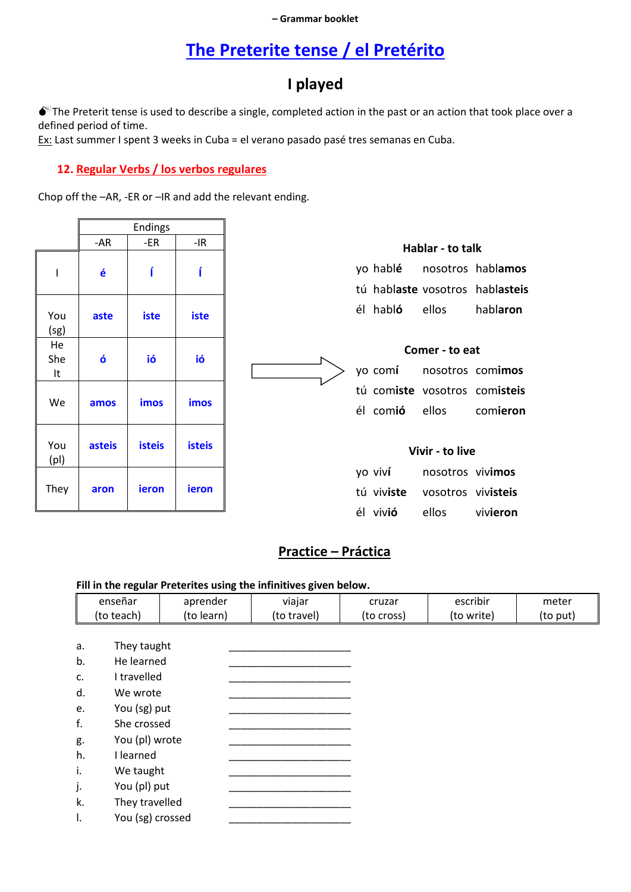– Grammar booklet

# The Preterite tense / el Pretérito

## I played

💣The Preterit tense is used to describe a single, completed action in the past or an action that took place over a defined period of time.
Ex: Last summer I spent 3 weeks in Cuba = el verano pasado pasé tres semanas en Cuba.

### 12. Regular Verbs / los verbos regulares

Chop off the –AR, -ER or –IR and add the relevant ending.

| | Endings | | |
|---|---|---|---|
| | -AR | -ER | -IR |
| I | **é** | **í** | **í** |
| You (sg) | **aste** | **iste** | **iste** |
| He She It | **ó** | **ió** | **ió** |
| We | **amos** | **imos** | **imos** |
| You (pl) | **asteis** | **isteis** | **isteis** |
| They | **aron** | **ieron** | **ieron** |

**Hablar - to talk**

yo habl**é** nosotros habl**amos**
tú habl**aste** vosotros habl**asteis**
él habl**ó** ellos habl**aron**

**Comer - to eat**

yo com**í** nosotros com**imos**
tú com**iste** vosotros com**isteis**
él com**ió** ellos com**ieron**

**Vivir - to live**

yo viv**í** nosotros viv**imos**
tú viv**iste** vosotros viv**isteis**
él viv**ió** ellos viv**ieron**

## Practice – Práctica

**Fill in the regular Preterites using the infinitives given below.**

| enseñar (to teach) | aprender (to learn) | viajar (to travel) | cruzar (to cross) | escribir (to write) | meter (to put) |
|---|---|---|---|---|---|

a. They taught ____________________
b. He learned ____________________
c. I travelled ____________________
d. We wrote ____________________
e. You (sg) put ____________________
f. She crossed ____________________
g. You (pl) wrote ____________________
h. I learned ____________________
i. We taught ____________________
j. You (pl) put ____________________
k. They travelled ____________________
l. You (sg) crossed ____________________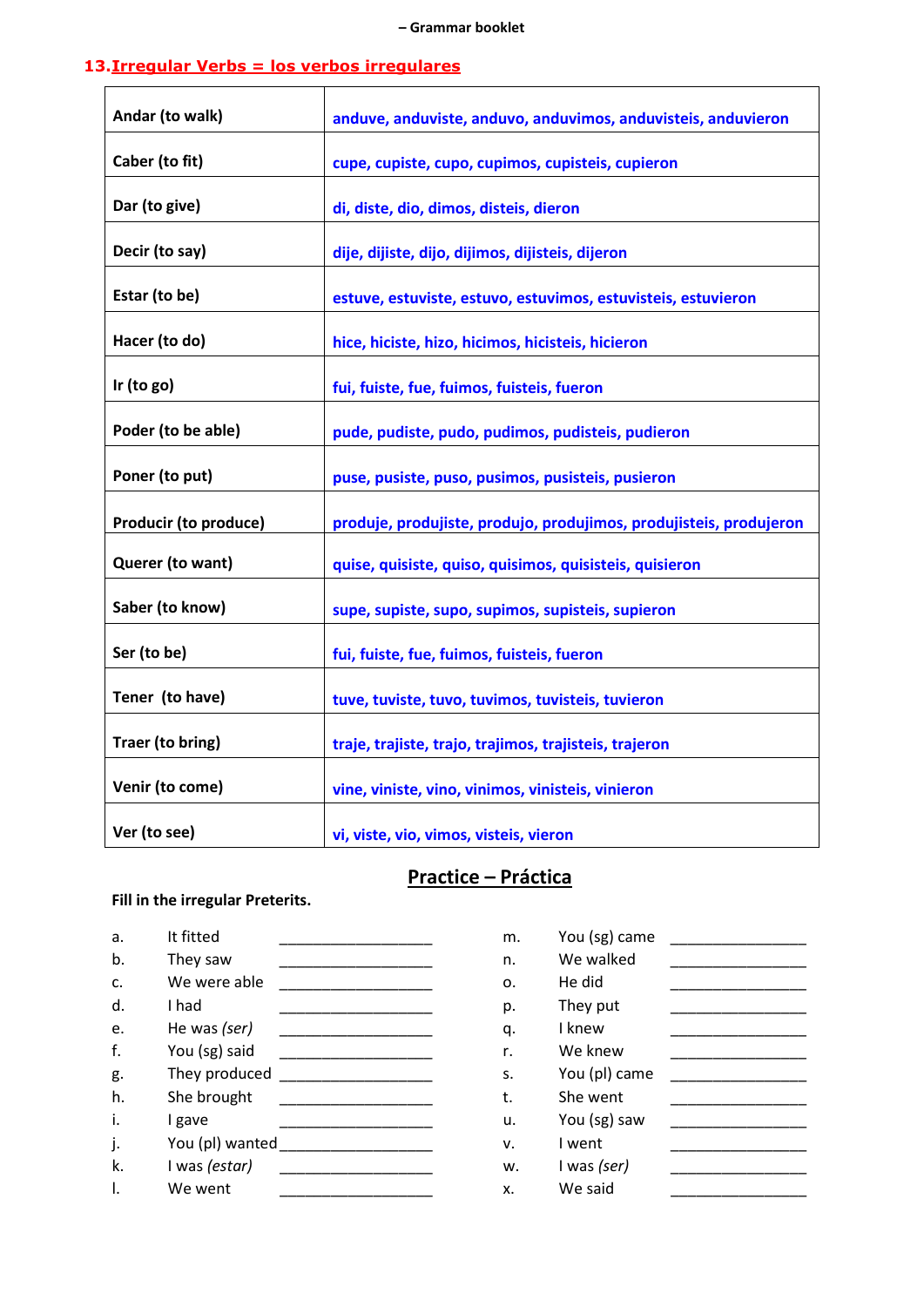## 13. Irregular Verbs = los verbos irregulares

| | |
|---|---|
| **Andar (to walk)** | **anduve, anduviste, anduvo, anduvimos, anduvisteis, anduvieron** |
| **Caber (to fit)** | **cupe, cupiste, cupo, cupimos, cupisteis, cupieron** |
| **Dar (to give)** | **di, diste, dio, dimos, disteis, dieron** |
| **Decir (to say)** | **dije, dijiste, dijo, dijimos, dijisteis, dijeron** |
| **Estar (to be)** | **estuve, estuviste, estuvo, estuvimos, estuvisteis, estuvieron** |
| **Hacer (to do)** | **hice, hiciste, hizo, hicimos, hicisteis, hicieron** |
| **Ir (to go)** | **fui, fuiste, fue, fuimos, fuisteis, fueron** |
| **Poder (to be able)** | **pude, pudiste, pudo, pudimos, pudisteis, pudieron** |
| **Poner (to put)** | **puse, pusiste, puso, pusimos, pusisteis, pusieron** |
| **Producir (to produce)** | **produje, produjiste, produjo, produjimos, produjisteis, produjeron** |
| **Querer (to want)** | **quise, quisiste, quiso, quisimos, quisisteis, quisieron** |
| **Saber (to know)** | **supe, supiste, supo, supimos, supisteis, supieron** |
| **Ser (to be)** | **fui, fuiste, fue, fuimos, fuisteis, fueron** |
| **Tener (to have)** | **tuve, tuviste, tuvo, tuvimos, tuvisteis, tuvieron** |
| **Traer (to bring)** | **traje, trajiste, trajo, trajimos, trajisteis, trajeron** |
| **Venir (to come)** | **vine, viniste, vino, vinimos, vinisteis, vinieron** |
| **Ver (to see)** | **vi, viste, vio, vimos, visteis, vieron** |

## Practice – Práctica

**Fill in the irregular Preterits.**

a. It fitted ___________________
b. They saw ___________________
c. We were able ___________________
d. I had ___________________
e. He was *(ser)* ___________________
f. You (sg) said ___________________
g. They produced ___________________
h. She brought ___________________
i. I gave ___________________
j. You (pl) wanted ___________________
k. I was *(estar)* ___________________
l. We went ___________________

m. You (sg) came ___________________
n. We walked ___________________
o. He did ___________________
p. They put ___________________
q. I knew ___________________
r. We knew ___________________
s. You (pl) came ___________________
t. She went ___________________
u. You (sg) saw ___________________
v. I went ___________________
w. I was *(ser)* ___________________
x. We said ___________________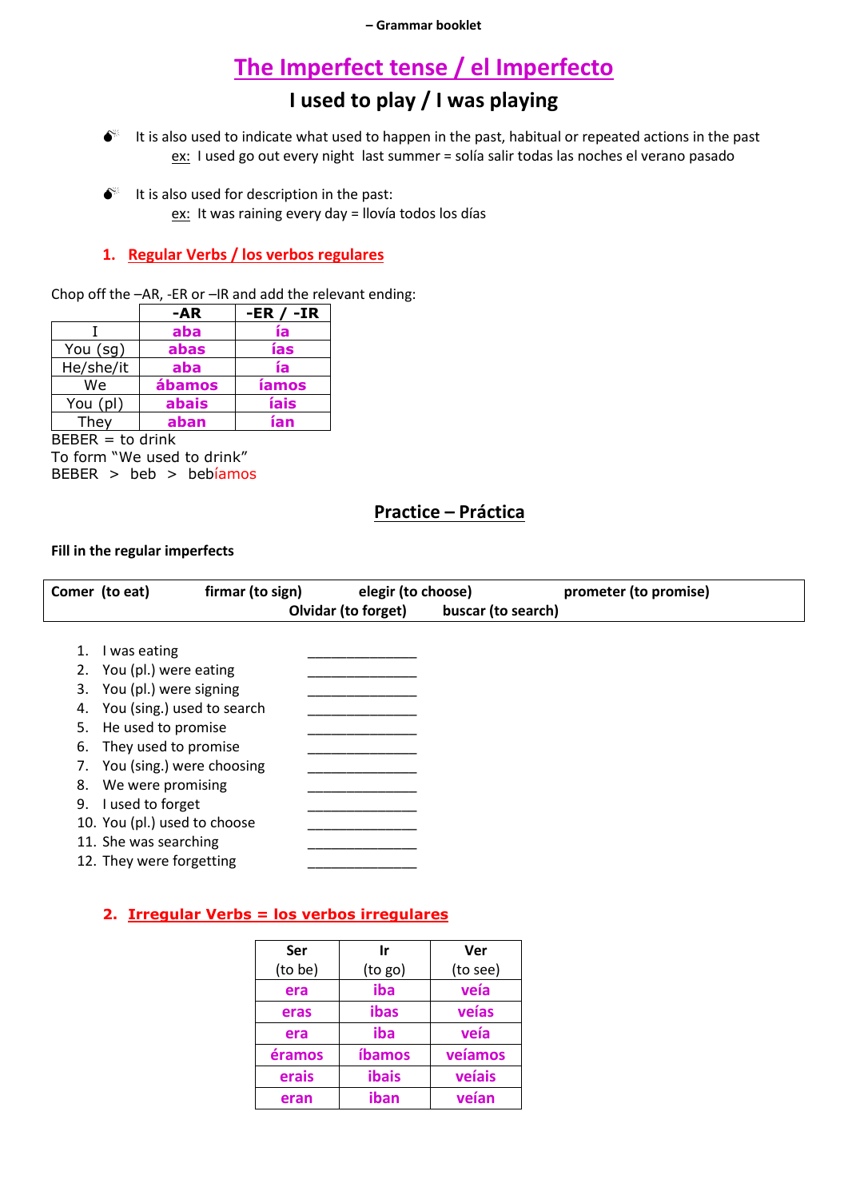# The Imperfect tense / el Imperfecto

## I used to play / I was playing

- It is also used to indicate what used to happen in the past, habitual or repeated actions in the past
  ex: I used go out every night last summer = solía salir todas las noches el verano pasado

- It is also used for description in the past:
  ex: It was raining every day = llovía todos los días

### 1. Regular Verbs / los verbos regulares

Chop off the –AR, -ER or –IR and add the relevant ending:

| | -AR | -ER / -IR |
|---|---|---|
| I | aba | ía |
| You (sg) | abas | ías |
| He/she/it | aba | ía |
| We | ábamos | íamos |
| You (pl) | abais | íais |
| They | aban | ían |

BEBER = to drink
To form "We used to drink"
BEBER > beb > bebíamos

## Practice – Práctica

**Fill in the regular imperfects**

| **Comer (to eat)** **firmar (to sign)** **elegir (to choose)** **prometer (to promise)** **Olvidar (to forget)** **buscar (to search)** |
|---|

1. I was eating \_\_\_\_\_\_\_\_\_\_\_\_\_\_
2. You (pl.) were eating \_\_\_\_\_\_\_\_\_\_\_\_\_\_
3. You (pl.) were signing \_\_\_\_\_\_\_\_\_\_\_\_\_\_
4. You (sing.) used to search \_\_\_\_\_\_\_\_\_\_\_\_\_\_
5. He used to promise \_\_\_\_\_\_\_\_\_\_\_\_\_\_
6. They used to promise \_\_\_\_\_\_\_\_\_\_\_\_\_\_
7. You (sing.) were choosing \_\_\_\_\_\_\_\_\_\_\_\_\_\_
8. We were promising \_\_\_\_\_\_\_\_\_\_\_\_\_\_
9. I used to forget \_\_\_\_\_\_\_\_\_\_\_\_\_\_
10. You (pl.) used to choose \_\_\_\_\_\_\_\_\_\_\_\_\_\_
11. She was searching \_\_\_\_\_\_\_\_\_\_\_\_\_\_
12. They were forgetting \_\_\_\_\_\_\_\_\_\_\_\_\_\_

### 2. Irregular Verbs = los verbos irregulares

| Ser (to be) | Ir (to go) | Ver (to see) |
|---|---|---|
| era | iba | veía |
| eras | ibas | veías |
| era | iba | veía |
| éramos | íbamos | veíamos |
| erais | ibais | veíais |
| eran | iban | veían |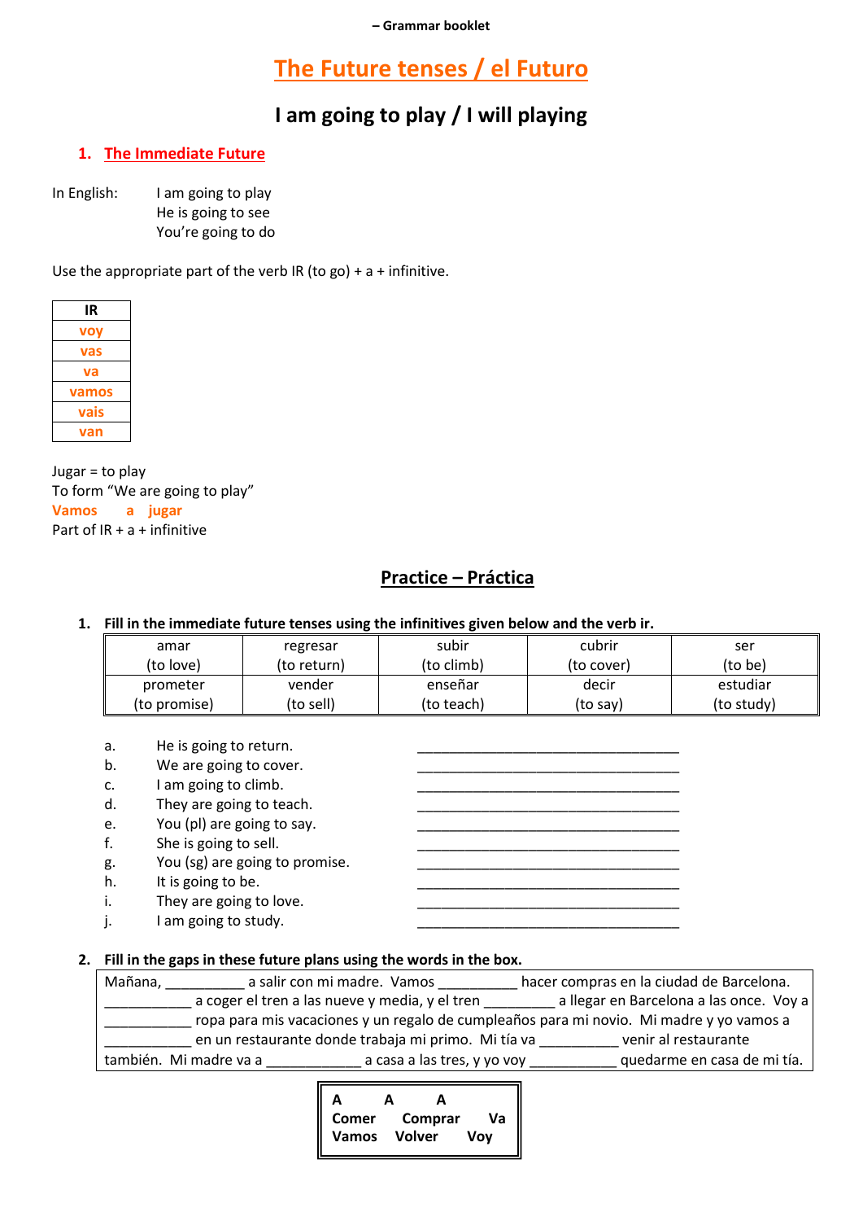– Grammar booklet

# The Future tenses / el Futuro

## I am going to play / I will playing

### 1. The Immediate Future

In English: I am going to play
He is going to see
You're going to do

Use the appropriate part of the verb IR (to go) + a + infinitive.

| IR |
|---|
| voy |
| vas |
| va |
| vamos |
| vais |
| van |

Jugar = to play
To form "We are going to play"
**Vamos a jugar**
Part of IR + a + infinitive

## Practice – Práctica

**1. Fill in the immediate future tenses using the infinitives given below and the verb ir.**

| amar (to love) | regresar (to return) | subir (to climb) | cubrir (to cover) | ser (to be) |
|---|---|---|---|---|
| prometer (to promise) | vender (to sell) | enseñar (to teach) | decir (to say) | estudiar (to study) |

a. He is going to return. ___________________________________
b. We are going to cover. ___________________________________
c. I am going to climb. ___________________________________
d. They are going to teach. ___________________________________
e. You (pl) are going to say. ___________________________________
f. She is going to sell. ___________________________________
g. You (sg) are going to promise. ___________________________________
h. It is going to be. ___________________________________
i. They are going to love. ___________________________________
j. I am going to study. ___________________________________

**2. Fill in the gaps in these future plans using the words in the box.**

Mañana, __________ a salir con mi madre. Vamos __________ hacer compras en la ciudad de Barcelona. ___________ a coger el tren a las nueve y media, y el tren _________ a llegar en Barcelona a las once. Voy a ___________ ropa para mis vacaciones y un regalo de cumpleaños para mi novio. Mi madre y yo vamos a ___________ en un restaurante donde trabaja mi primo. Mi tía va __________ venir al restaurante también. Mi madre va a ____________ a casa a las tres, y yo voy ___________ quedarme en casa de mi tía.

| | | |
|---|---|---|
| **A** | **A** | **A** |
| **Comer** | **Comprar** | **Va** |
| **Vamos** | **Volver** | **Voy** |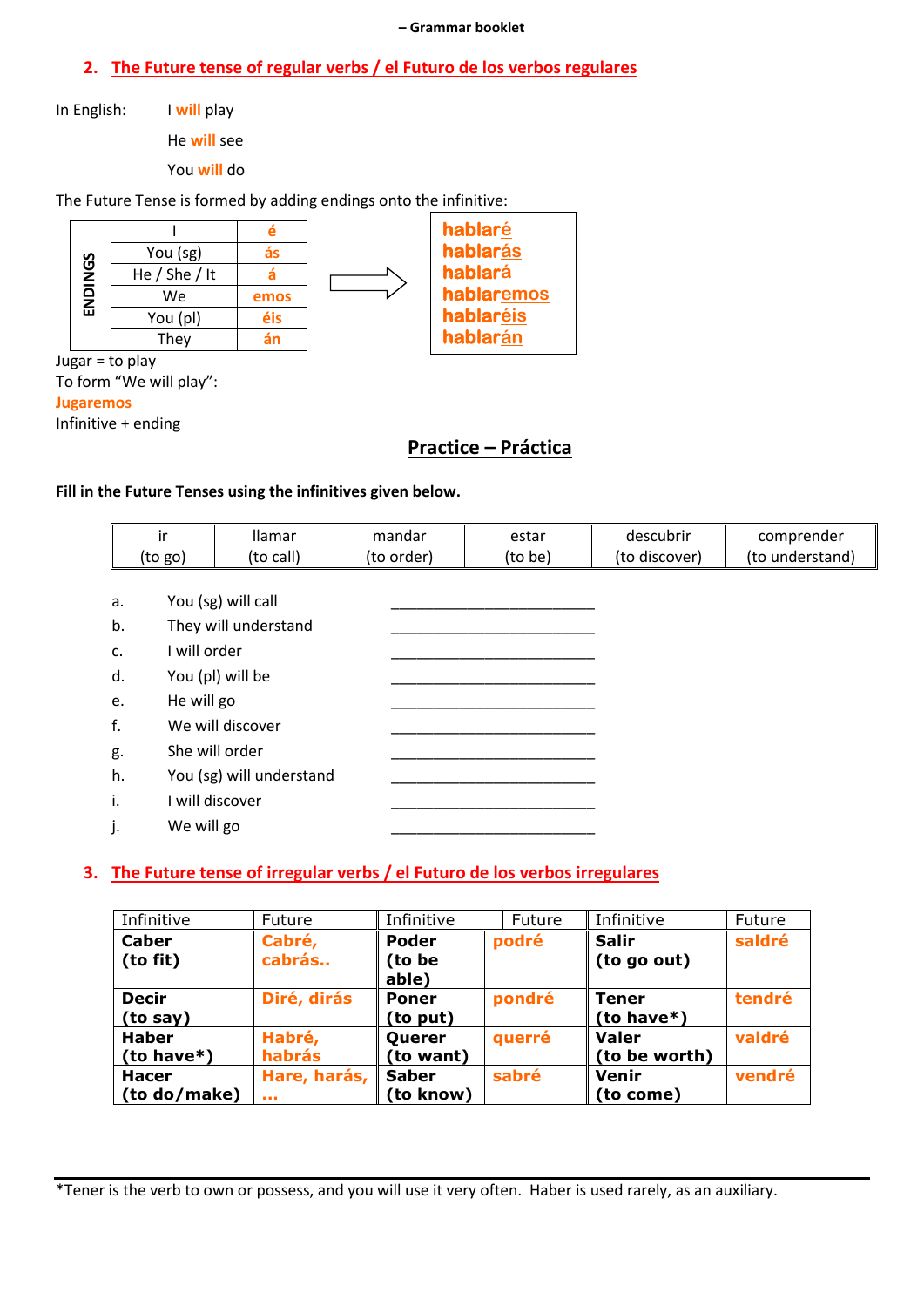– Grammar booklet

## 2. The Future tense of regular verbs / el Futuro de los verbos regulares

In English: I **will** play

He **will** see

You **will** do

The Future Tense is formed by adding endings onto the infinitive:

| ENDINGS | | |
|---|---|---|
| | I | é |
| | You (sg) | ás |
| | He / She / It | á |
| | We | emos |
| | You (pl) | éis |
| | They | án |

→

hablaré
hablarás
hablará
hablaremos
hablaréis
hablarán

Jugar = to play
To form "We will play":
**Jugaremos**
Infinitive + ending

## Practice – Práctica

**Fill in the Future Tenses using the infinitives given below.**

| ir (to go) | llamar (to call) | mandar (to order) | estar (to be) | descubrir (to discover) | comprender (to understand) |
|---|---|---|---|---|---|

a. You (sg) will call ________________________

b. They will understand ________________________

c. I will order ________________________

d. You (pl) will be ________________________

e. He will go ________________________

f. We will discover ________________________

g. She will order ________________________

h. You (sg) will understand ________________________

i. I will discover ________________________

j. We will go ________________________

## 3. The Future tense of irregular verbs / el Futuro de los verbos irregulares

| Infinitive | Future | Infinitive | Future | Infinitive | Future |
|---|---|---|---|---|---|
| **Caber (to fit)** | **Cabré, cabrás..** | **Poder (to be able)** | **podré** | **Salir (to go out)** | **saldré** |
| **Decir (to say)** | **Diré, dirás** | **Poner (to put)** | **pondré** | **Tener (to have*)** | **tendré** |
| **Haber (to have*)** | **Habré, habrás** | **Querer (to want)** | **querré** | **Valer (to be worth)** | **valdré** |
| **Hacer (to do/make)** | **Hare, harás, …** | **Saber (to know)** | **sabré** | **Venir (to come)** | **vendré** |

*Tener is the verb to own or possess, and you will use it very often. Haber is used rarely, as an auxiliary.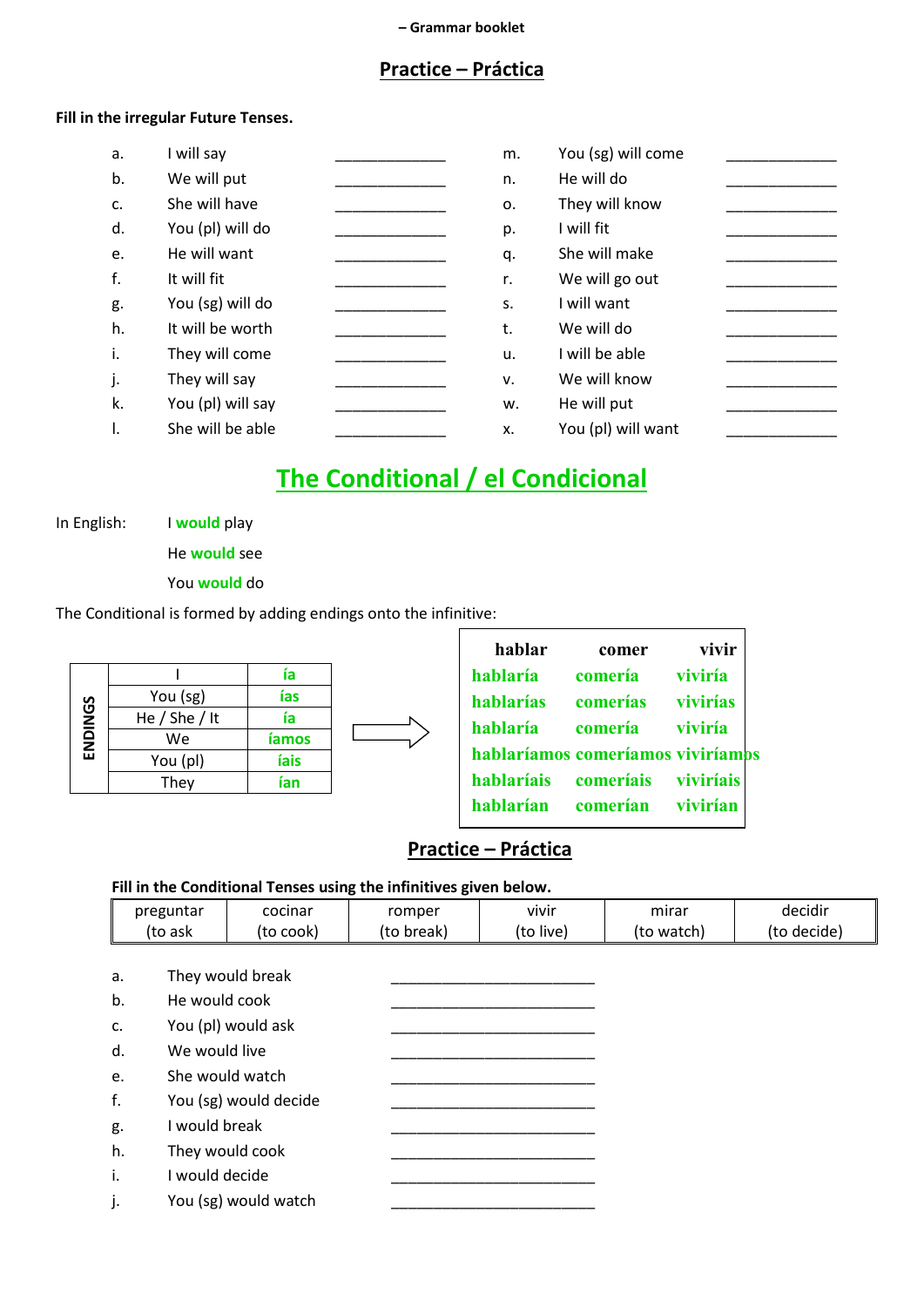## Practice – Práctica

**Fill in the irregular Future Tenses.**

a. I will say ______________

b. We will put ______________

c. She will have ______________

d. You (pl) will do ______________

e. He will want ______________

f. It will fit ______________

g. You (sg) will do ______________

h. It will be worth ______________

i. They will come ______________

j. They will say ______________

k. You (pl) will say ______________

l. She will be able ______________

m. You (sg) will come ______________

n. He will do ______________

o. They will know ______________

p. I will fit ______________

q. She will make ______________

r. We will go out ______________

s. I will want ______________

t. We will do ______________

u. I will be able ______________

v. We will know ______________

w. He will put ______________

x. You (pl) will want ______________

# The Conditional / el Condicional

In English: I **would** play

He **would** see

You **would** do

The Conditional is formed by adding endings onto the infinitive:

| ENDINGS | |
|---|---|
| I | ía |
| You (sg) | ías |
| He / She / It | ía |
| We | íamos |
| You (pl) | íais |
| They | ían |

| hablar | comer | vivir |
|---|---|---|
| hablaría | comería | viviría |
| hablarías | comerías | vivirías |
| hablaría | comería | viviría |
| hablaríamos | comeríamos | viviríamos |
| hablaríais | comeríais | viviríais |
| hablarían | comerían | vivirían |

## Practice – Práctica

**Fill in the Conditional Tenses using the infinitives given below.**

| preguntar (to ask | cocinar (to cook) | romper (to break) | vivir (to live) | mirar (to watch) | decidir (to decide) |
|---|---|---|---|---|---|

a. They would break ________________________

b. He would cook ________________________

c. You (pl) would ask ________________________

d. We would live ________________________

e. She would watch ________________________

f. You (sg) would decide ________________________

g. I would break ________________________

h. They would cook ________________________

i. I would decide ________________________

j. You (sg) would watch ________________________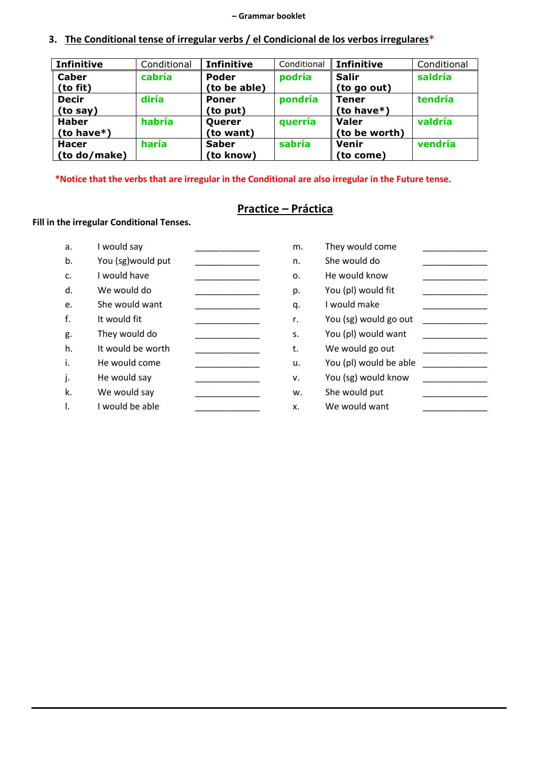## 3. The Conditional tense of irregular verbs / el Condicional de los verbos irregulares*

| Infinitive | Conditional | Infinitive | Conditional | Infinitive | Conditional |
|---|---|---|---|---|---|
| **Caber (to fit)** | **cabría** | **Poder (to be able)** | **podría** | **Salir (to go out)** | **saldría** |
| **Decir (to say)** | **diría** | **Poner (to put)** | **pondría** | **Tener (to have*)** | **tendría** |
| **Haber (to have*)** | **habría** | **Querer (to want)** | **querría** | **Valer (to be worth)** | **valdría** |
| **Hacer (to do/make)** | **haría** | **Saber (to know)** | **sabría** | **Venir (to come)** | **vendría** |

**\*Notice that the verbs that are irregular in the Conditional are also irregular in the Future tense.**

## Practice – Práctica

**Fill in the irregular Conditional Tenses.**

a. I would say _____________

b. You (sg)would put _____________

c. I would have _____________

d. We would do _____________

e. She would want _____________

f. It would fit _____________

g. They would do _____________

h. It would be worth _____________

i. He would come _____________

j. He would say _____________

k. We would say _____________

l. I would be able _____________

m. They would come _____________

n. She would do _____________

o. He would know _____________

p. You (pl) would fit _____________

q. I would make _____________

r. You (sg) would go out _____________

s. You (pl) would want _____________

t. We would go out _____________

u. You (pl) would be able _____________

v. You (sg) would know _____________

w. She would put _____________

x. We would want _____________